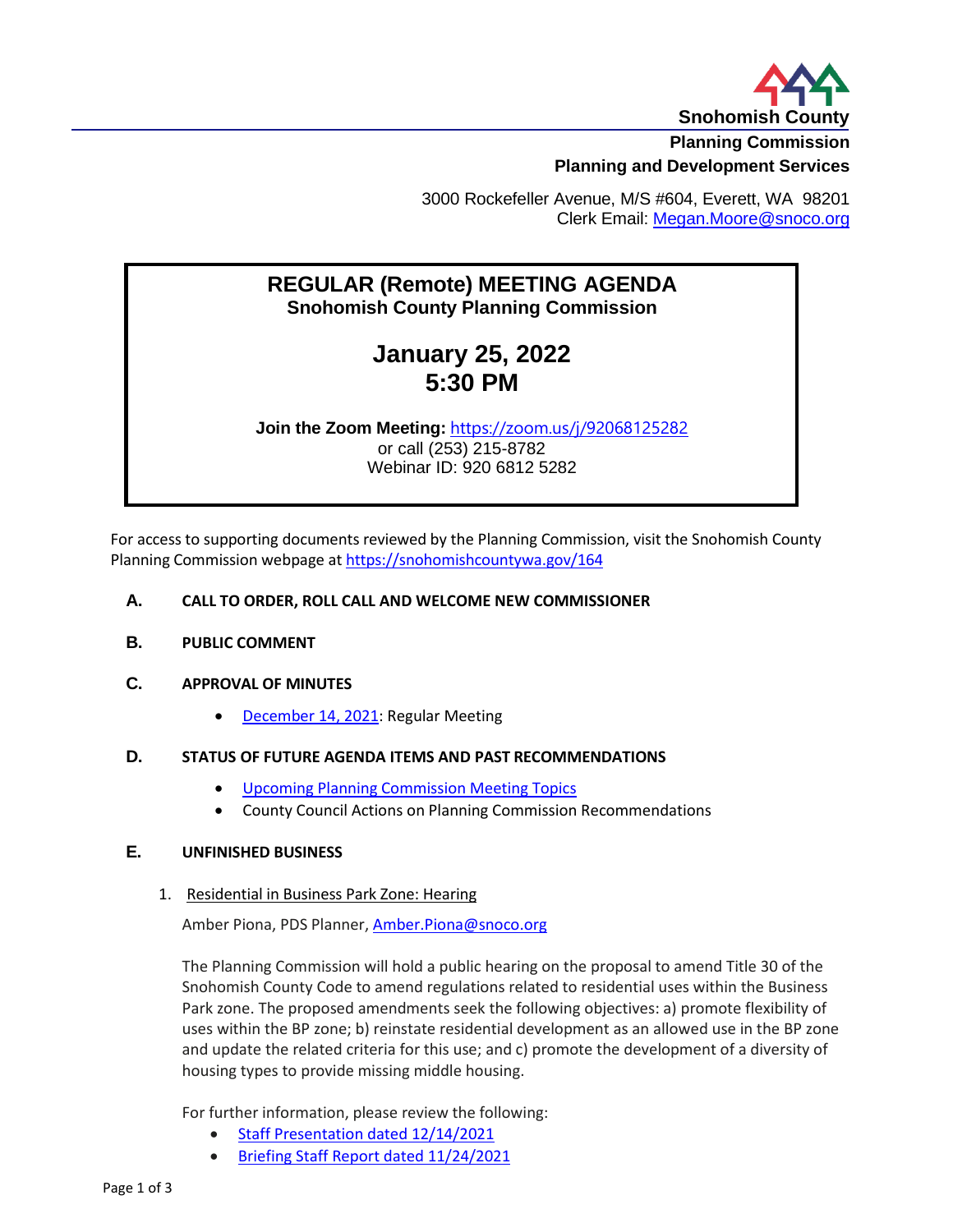**Snohomish County**

**Planning Commission**

**Planning and Development Services**

3000 Rockefeller Avenue, M/S #604, Everett, WA 98201
Clerk Email: [Megan.Moore@snoco.org](mailto:Megan.Moore@snoco.org)

# REGULAR (Remote) MEETING AGENDA

**Snohomish County Planning Commission**

## January 25, 2022
## 5:30 PM

**Join the Zoom Meeting:** [https://zoom.us/j/92068125282](https://zoom.us/j/92068125282)
or call (253) 215-8782
Webinar ID: 920 6812 5282

For access to supporting documents reviewed by the Planning Commission, visit the Snohomish County Planning Commission webpage at [https://snohomishcountywa.gov/164](https://snohomishcountywa.gov/164)

### A. CALL TO ORDER, ROLL CALL AND WELCOME NEW COMMISSIONER

### B. PUBLIC COMMENT

### C. APPROVAL OF MINUTES

- December 14, 2021: Regular Meeting

### D. STATUS OF FUTURE AGENDA ITEMS AND PAST RECOMMENDATIONS

- Upcoming Planning Commission Meeting Topics
- County Council Actions on Planning Commission Recommendations

### E. UNFINISHED BUSINESS

1. Residential in Business Park Zone: Hearing

   Amber Piona, PDS Planner, [Amber.Piona@snoco.org](mailto:Amber.Piona@snoco.org)

   The Planning Commission will hold a public hearing on the proposal to amend Title 30 of the Snohomish County Code to amend regulations related to residential uses within the Business Park zone. The proposed amendments seek the following objectives: a) promote flexibility of uses within the BP zone; b) reinstate residential development as an allowed use in the BP zone and update the related criteria for this use; and c) promote the development of a diversity of housing types to provide missing middle housing.

   For further information, please review the following:

   - Staff Presentation dated 12/14/2021
   - Briefing Staff Report dated 11/24/2021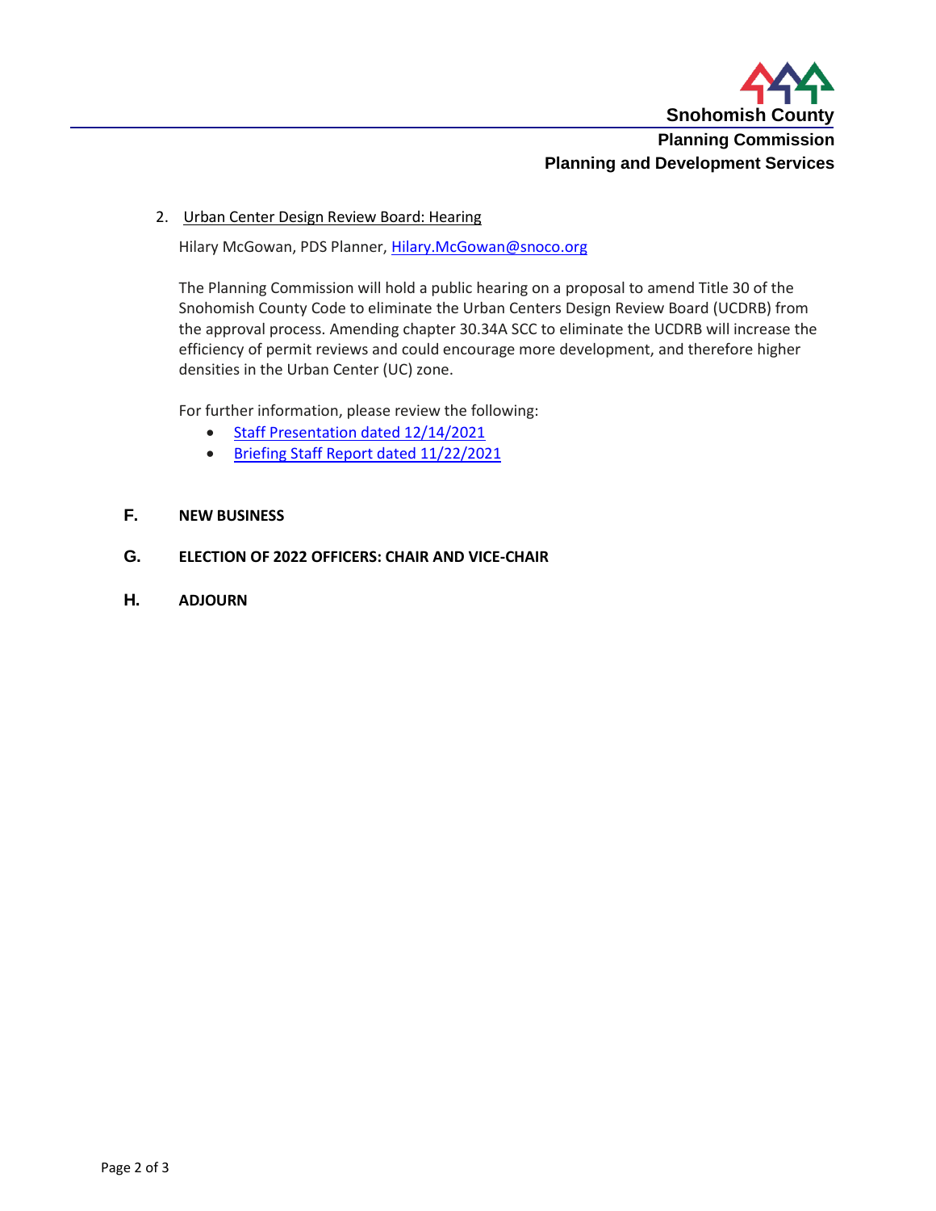2. Urban Center Design Review Board: Hearing

   Hilary McGowan, PDS Planner, Hilary.McGowan@snoco.org

   The Planning Commission will hold a public hearing on a proposal to amend Title 30 of the Snohomish County Code to eliminate the Urban Centers Design Review Board (UCDRB) from the approval process. Amending chapter 30.34A SCC to eliminate the UCDRB will increase the efficiency of permit reviews and could encourage more development, and therefore higher densities in the Urban Center (UC) zone.

   For further information, please review the following:

   - Staff Presentation dated 12/14/2021
   - Briefing Staff Report dated 11/22/2021

## F. NEW BUSINESS

## G. ELECTION OF 2022 OFFICERS: CHAIR AND VICE-CHAIR

## H. ADJOURN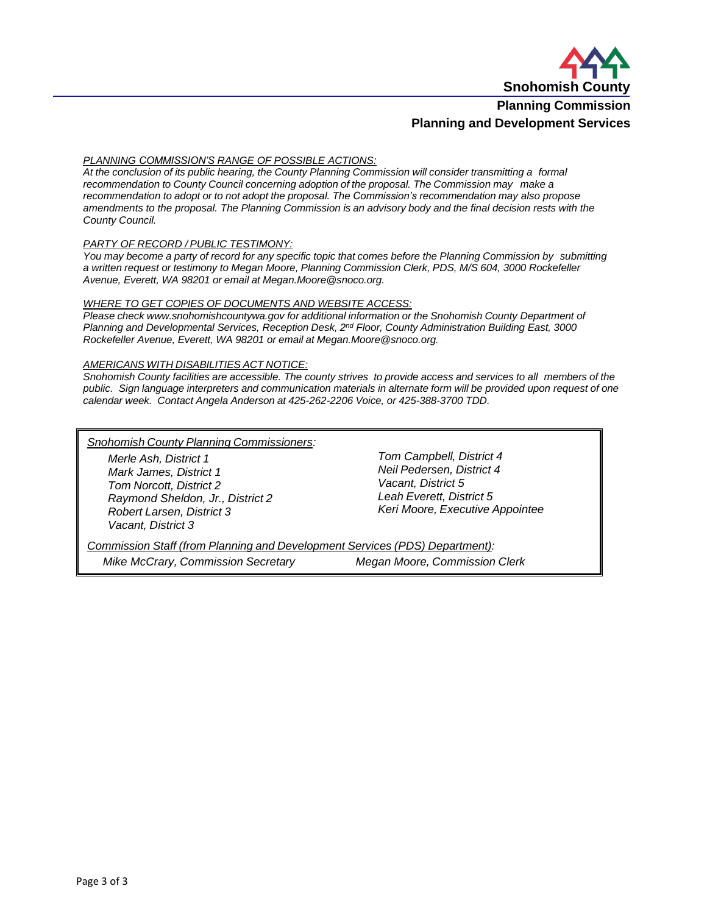**Snohomish County**

**Planning Commission**

**Planning and Development Services**

*PLANNING COMMISSION'S RANGE OF POSSIBLE ACTIONS:*

*At the conclusion of its public hearing, the County Planning Commission will consider transmitting a formal recommendation to County Council concerning adoption of the proposal. The Commission may make a recommendation to adopt or to not adopt the proposal. The Commission's recommendation may also propose amendments to the proposal. The Planning Commission is an advisory body and the final decision rests with the County Council.*

*PARTY OF RECORD / PUBLIC TESTIMONY:*

*You may become a party of record for any specific topic that comes before the Planning Commission by submitting a written request or testimony to Megan Moore, Planning Commission Clerk, PDS, M/S 604, 3000 Rockefeller Avenue, Everett, WA 98201 or email at Megan.Moore@snoco.org.*

*WHERE TO GET COPIES OF DOCUMENTS AND WEBSITE ACCESS:*

*Please check www.snohomishcountywa.gov for additional information or the Snohomish County Department of Planning and Developmental Services, Reception Desk, 2nd Floor, County Administration Building East, 3000 Rockefeller Avenue, Everett, WA 98201 or email at Megan.Moore@snoco.org.*

*AMERICANS WITH DISABILITIES ACT NOTICE:*

*Snohomish County facilities are accessible. The county strives to provide access and services to all members of the public. Sign language interpreters and communication materials in alternate form will be provided upon request of one calendar week. Contact Angela Anderson at 425-262-2206 Voice, or 425-388-3700 TDD.*

*Snohomish County Planning Commissioners:*

*Merle Ash, District 1*
*Mark James, District 1*
*Tom Norcott, District 2*
*Raymond Sheldon, Jr., District 2*
*Robert Larsen, District 3*
*Vacant, District 3*
*Tom Campbell, District 4*
*Neil Pedersen, District 4*
*Vacant, District 5*
*Leah Everett, District 5*
*Keri Moore, Executive Appointee*

*Commission Staff (from Planning and Development Services (PDS) Department):*

*Mike McCrary, Commission Secretary*
*Megan Moore, Commission Clerk*